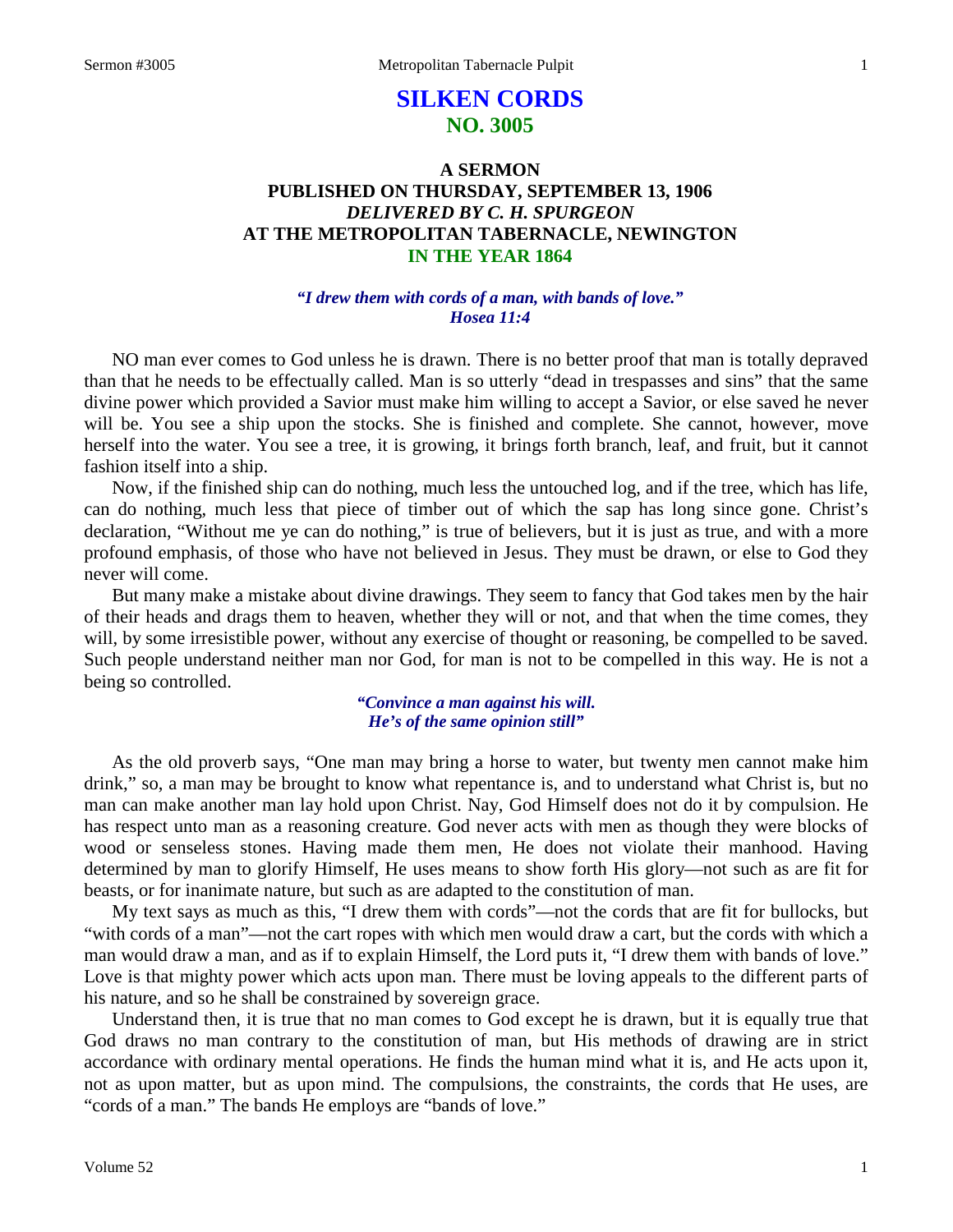# SILKEN CORDS
## NO. 3005

### A SERMON
### PUBLISHED ON THURSDAY, SEPTEMBER 13, 1906
### *DELIVERED BY C. H. SPURGEON*
### AT THE METROPOLITAN TABERNACLE, NEWINGTON
### IN THE YEAR 1864

***"I drew them with cords of a man, with bands of love." Hosea 11:4***

NO man ever comes to God unless he is drawn. There is no better proof that man is totally depraved than that he needs to be effectually called. Man is so utterly "dead in trespasses and sins" that the same divine power which provided a Savior must make him willing to accept a Savior, or else saved he never will be. You see a ship upon the stocks. She is finished and complete. She cannot, however, move herself into the water. You see a tree, it is growing, it brings forth branch, leaf, and fruit, but it cannot fashion itself into a ship.

Now, if the finished ship can do nothing, much less the untouched log, and if the tree, which has life, can do nothing, much less that piece of timber out of which the sap has long since gone. Christ's declaration, "Without me ye can do nothing," is true of believers, but it is just as true, and with a more profound emphasis, of those who have not believed in Jesus. They must be drawn, or else to God they never will come.

But many make a mistake about divine drawings. They seem to fancy that God takes men by the hair of their heads and drags them to heaven, whether they will or not, and that when the time comes, they will, by some irresistible power, without any exercise of thought or reasoning, be compelled to be saved. Such people understand neither man nor God, for man is not to be compelled in this way. He is not a being so controlled.

> ***"Convince a man against his will.***
> ***He's of the same opinion still"***

As the old proverb says, "One man may bring a horse to water, but twenty men cannot make him drink," so, a man may be brought to know what repentance is, and to understand what Christ is, but no man can make another man lay hold upon Christ. Nay, God Himself does not do it by compulsion. He has respect unto man as a reasoning creature. God never acts with men as though they were blocks of wood or senseless stones. Having made them men, He does not violate their manhood. Having determined by man to glorify Himself, He uses means to show forth His glory—not such as are fit for beasts, or for inanimate nature, but such as are adapted to the constitution of man.

My text says as much as this, "I drew them with cords"—not the cords that are fit for bullocks, but "with cords of a man"—not the cart ropes with which men would draw a cart, but the cords with which a man would draw a man, and as if to explain Himself, the Lord puts it, "I drew them with bands of love." Love is that mighty power which acts upon man. There must be loving appeals to the different parts of his nature, and so he shall be constrained by sovereign grace.

Understand then, it is true that no man comes to God except he is drawn, but it is equally true that God draws no man contrary to the constitution of man, but His methods of drawing are in strict accordance with ordinary mental operations. He finds the human mind what it is, and He acts upon it, not as upon matter, but as upon mind. The compulsions, the constraints, the cords that He uses, are "cords of a man." The bands He employs are "bands of love."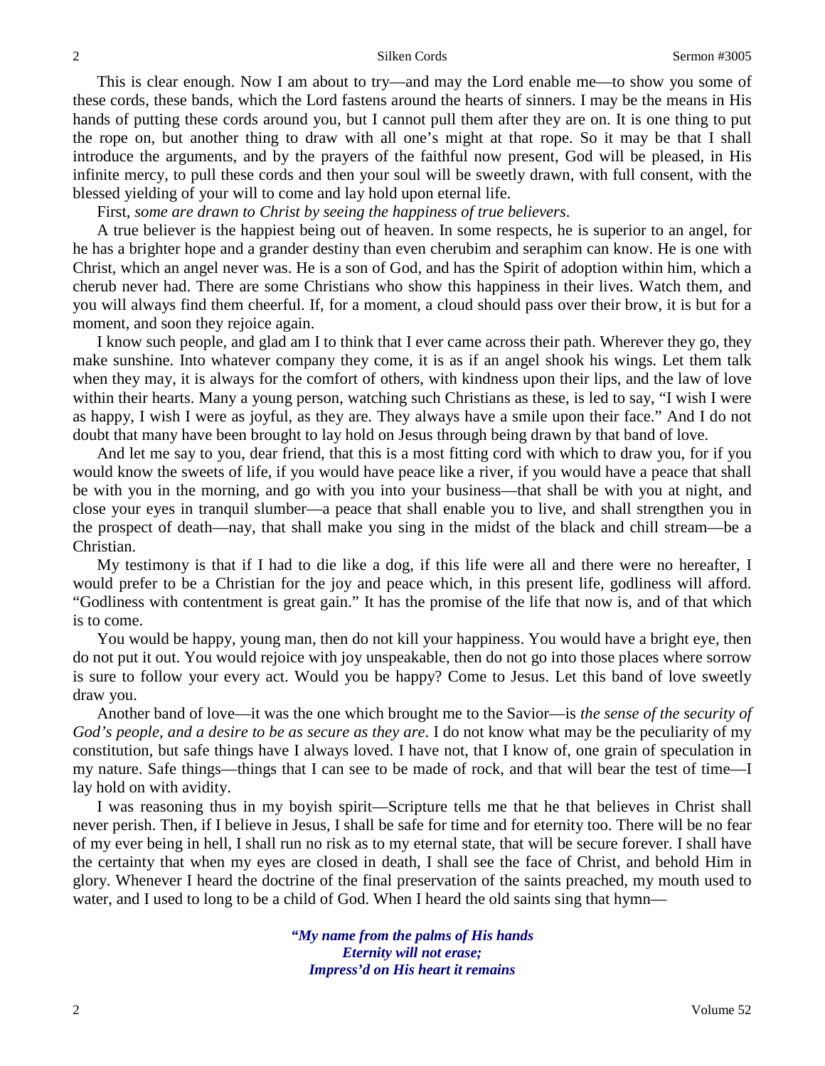This is clear enough. Now I am about to try—and may the Lord enable me—to show you some of these cords, these bands, which the Lord fastens around the hearts of sinners. I may be the means in His hands of putting these cords around you, but I cannot pull them after they are on. It is one thing to put the rope on, but another thing to draw with all one's might at that rope. So it may be that I shall introduce the arguments, and by the prayers of the faithful now present, God will be pleased, in His infinite mercy, to pull these cords and then your soul will be sweetly drawn, with full consent, with the blessed yielding of your will to come and lay hold upon eternal life.

First, *some are drawn to Christ by seeing the happiness of true believers*.

A true believer is the happiest being out of heaven. In some respects, he is superior to an angel, for he has a brighter hope and a grander destiny than even cherubim and seraphim can know. He is one with Christ, which an angel never was. He is a son of God, and has the Spirit of adoption within him, which a cherub never had. There are some Christians who show this happiness in their lives. Watch them, and you will always find them cheerful. If, for a moment, a cloud should pass over their brow, it is but for a moment, and soon they rejoice again.

I know such people, and glad am I to think that I ever came across their path. Wherever they go, they make sunshine. Into whatever company they come, it is as if an angel shook his wings. Let them talk when they may, it is always for the comfort of others, with kindness upon their lips, and the law of love within their hearts. Many a young person, watching such Christians as these, is led to say, "I wish I were as happy, I wish I were as joyful, as they are. They always have a smile upon their face." And I do not doubt that many have been brought to lay hold on Jesus through being drawn by that band of love.

And let me say to you, dear friend, that this is a most fitting cord with which to draw you, for if you would know the sweets of life, if you would have peace like a river, if you would have a peace that shall be with you in the morning, and go with you into your business—that shall be with you at night, and close your eyes in tranquil slumber—a peace that shall enable you to live, and shall strengthen you in the prospect of death—nay, that shall make you sing in the midst of the black and chill stream—be a Christian.

My testimony is that if I had to die like a dog, if this life were all and there were no hereafter, I would prefer to be a Christian for the joy and peace which, in this present life, godliness will afford. "Godliness with contentment is great gain." It has the promise of the life that now is, and of that which is to come.

You would be happy, young man, then do not kill your happiness. You would have a bright eye, then do not put it out. You would rejoice with joy unspeakable, then do not go into those places where sorrow is sure to follow your every act. Would you be happy? Come to Jesus. Let this band of love sweetly draw you.

Another band of love—it was the one which brought me to the Savior—is *the sense of the security of God's people, and a desire to be as secure as they are*. I do not know what may be the peculiarity of my constitution, but safe things have I always loved. I have not, that I know of, one grain of speculation in my nature. Safe things—things that I can see to be made of rock, and that will bear the test of time—I lay hold on with avidity.

I was reasoning thus in my boyish spirit—Scripture tells me that he that believes in Christ shall never perish. Then, if I believe in Jesus, I shall be safe for time and for eternity too. There will be no fear of my ever being in hell, I shall run no risk as to my eternal state, that will be secure forever. I shall have the certainty that when my eyes are closed in death, I shall see the face of Christ, and behold Him in glory. Whenever I heard the doctrine of the final preservation of the saints preached, my mouth used to water, and I used to long to be a child of God. When I heard the old saints sing that hymn—

> *"My name from the palms of His hands*
> *Eternity will not erase;*
> *Impress'd on His heart it remains*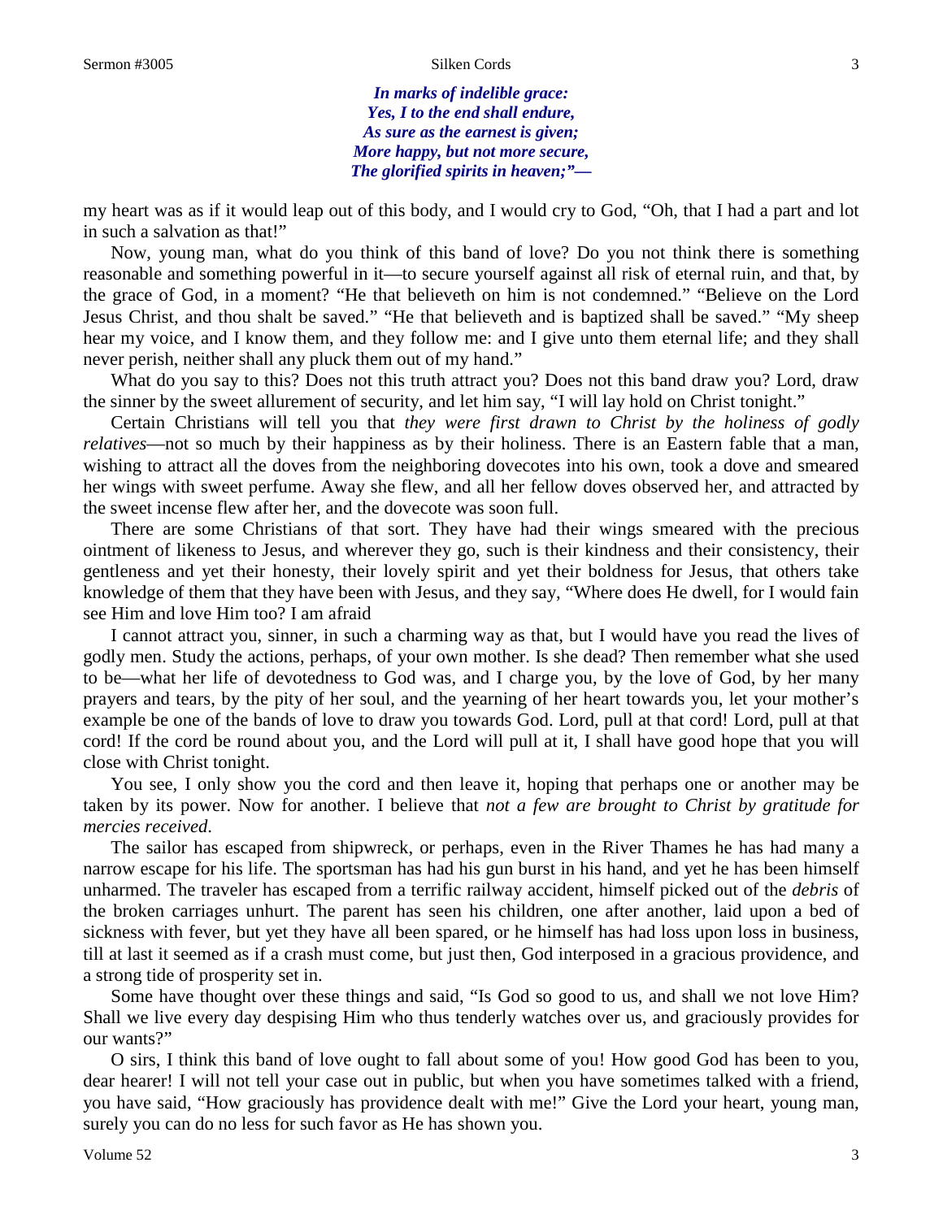*In marks of indelible grace:*
*Yes, I to the end shall endure,*
*As sure as the earnest is given;*
*More happy, but not more secure,*
*The glorified spirits in heaven;"—*

my heart was as if it would leap out of this body, and I would cry to God, "Oh, that I had a part and lot in such a salvation as that!"

Now, young man, what do you think of this band of love? Do you not think there is something reasonable and something powerful in it—to secure yourself against all risk of eternal ruin, and that, by the grace of God, in a moment? "He that believeth on him is not condemned." "Believe on the Lord Jesus Christ, and thou shalt be saved." "He that believeth and is baptized shall be saved." "My sheep hear my voice, and I know them, and they follow me: and I give unto them eternal life; and they shall never perish, neither shall any pluck them out of my hand."

What do you say to this? Does not this truth attract you? Does not this band draw you? Lord, draw the sinner by the sweet allurement of security, and let him say, "I will lay hold on Christ tonight."

Certain Christians will tell you that *they were first drawn to Christ by the holiness of godly relatives*—not so much by their happiness as by their holiness. There is an Eastern fable that a man, wishing to attract all the doves from the neighboring dovecotes into his own, took a dove and smeared her wings with sweet perfume. Away she flew, and all her fellow doves observed her, and attracted by the sweet incense flew after her, and the dovecote was soon full.

There are some Christians of that sort. They have had their wings smeared with the precious ointment of likeness to Jesus, and wherever they go, such is their kindness and their consistency, their gentleness and yet their honesty, their lovely spirit and yet their boldness for Jesus, that others take knowledge of them that they have been with Jesus, and they say, "Where does He dwell, for I would fain see Him and love Him too? I am afraid

I cannot attract you, sinner, in such a charming way as that, but I would have you read the lives of godly men. Study the actions, perhaps, of your own mother. Is she dead? Then remember what she used to be—what her life of devotedness to God was, and I charge you, by the love of God, by her many prayers and tears, by the pity of her soul, and the yearning of her heart towards you, let your mother's example be one of the bands of love to draw you towards God. Lord, pull at that cord! Lord, pull at that cord! If the cord be round about you, and the Lord will pull at it, I shall have good hope that you will close with Christ tonight.

You see, I only show you the cord and then leave it, hoping that perhaps one or another may be taken by its power. Now for another. I believe that *not a few are brought to Christ by gratitude for mercies received*.

The sailor has escaped from shipwreck, or perhaps, even in the River Thames he has had many a narrow escape for his life. The sportsman has had his gun burst in his hand, and yet he has been himself unharmed. The traveler has escaped from a terrific railway accident, himself picked out of the *debris* of the broken carriages unhurt. The parent has seen his children, one after another, laid upon a bed of sickness with fever, but yet they have all been spared, or he himself has had loss upon loss in business, till at last it seemed as if a crash must come, but just then, God interposed in a gracious providence, and a strong tide of prosperity set in.

Some have thought over these things and said, "Is God so good to us, and shall we not love Him? Shall we live every day despising Him who thus tenderly watches over us, and graciously provides for our wants?"

O sirs, I think this band of love ought to fall about some of you! How good God has been to you, dear hearer! I will not tell your case out in public, but when you have sometimes talked with a friend, you have said, "How graciously has providence dealt with me!" Give the Lord your heart, young man, surely you can do no less for such favor as He has shown you.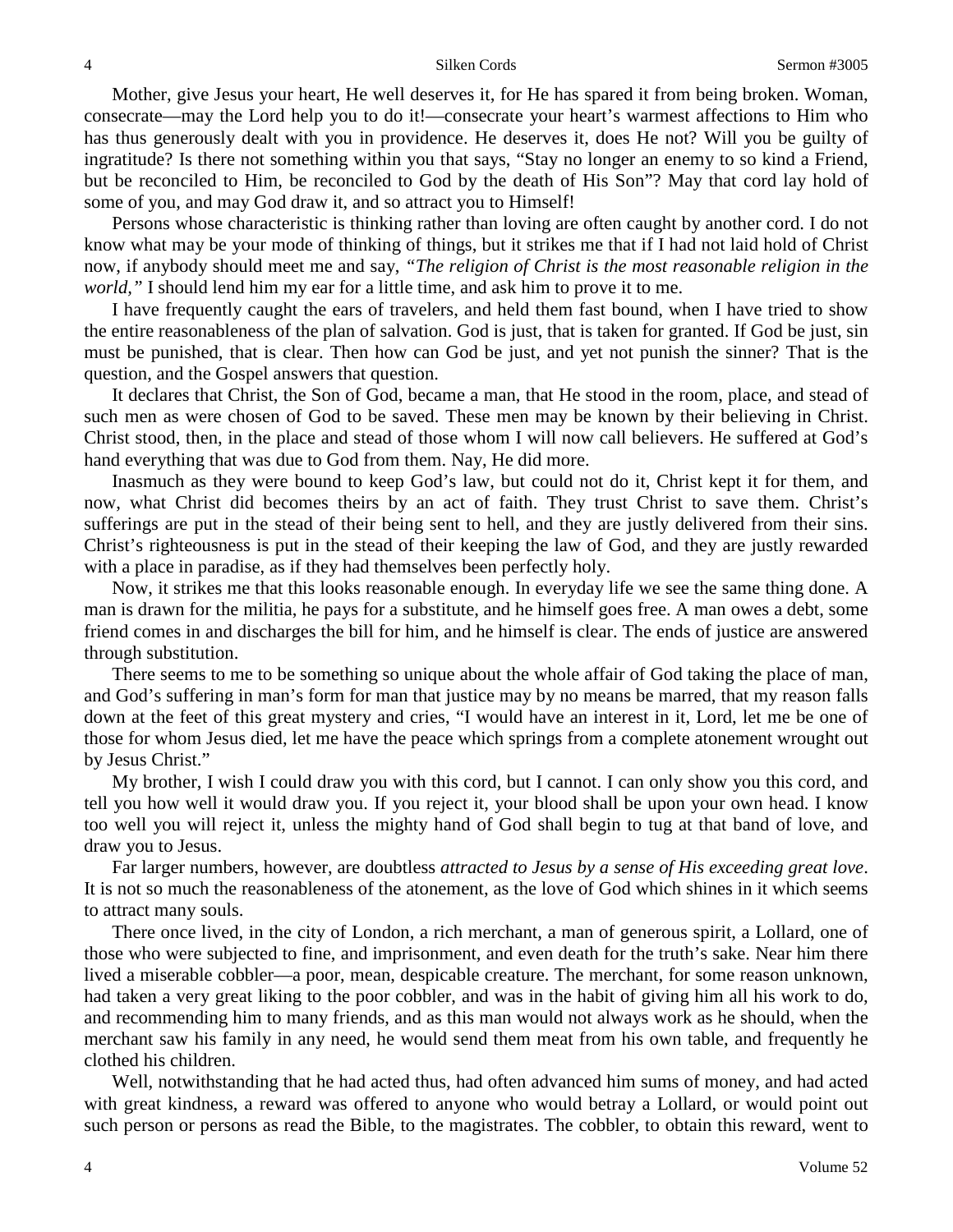Mother, give Jesus your heart, He well deserves it, for He has spared it from being broken. Woman, consecrate—may the Lord help you to do it!—consecrate your heart's warmest affections to Him who has thus generously dealt with you in providence. He deserves it, does He not? Will you be guilty of ingratitude? Is there not something within you that says, "Stay no longer an enemy to so kind a Friend, but be reconciled to Him, be reconciled to God by the death of His Son"? May that cord lay hold of some of you, and may God draw it, and so attract you to Himself!

Persons whose characteristic is thinking rather than loving are often caught by another cord. I do not know what may be your mode of thinking of things, but it strikes me that if I had not laid hold of Christ now, if anybody should meet me and say, *"The religion of Christ is the most reasonable religion in the world,"* I should lend him my ear for a little time, and ask him to prove it to me.

I have frequently caught the ears of travelers, and held them fast bound, when I have tried to show the entire reasonableness of the plan of salvation. God is just, that is taken for granted. If God be just, sin must be punished, that is clear. Then how can God be just, and yet not punish the sinner? That is the question, and the Gospel answers that question.

It declares that Christ, the Son of God, became a man, that He stood in the room, place, and stead of such men as were chosen of God to be saved. These men may be known by their believing in Christ. Christ stood, then, in the place and stead of those whom I will now call believers. He suffered at God's hand everything that was due to God from them. Nay, He did more.

Inasmuch as they were bound to keep God's law, but could not do it, Christ kept it for them, and now, what Christ did becomes theirs by an act of faith. They trust Christ to save them. Christ's sufferings are put in the stead of their being sent to hell, and they are justly delivered from their sins. Christ's righteousness is put in the stead of their keeping the law of God, and they are justly rewarded with a place in paradise, as if they had themselves been perfectly holy.

Now, it strikes me that this looks reasonable enough. In everyday life we see the same thing done. A man is drawn for the militia, he pays for a substitute, and he himself goes free. A man owes a debt, some friend comes in and discharges the bill for him, and he himself is clear. The ends of justice are answered through substitution.

There seems to me to be something so unique about the whole affair of God taking the place of man, and God's suffering in man's form for man that justice may by no means be marred, that my reason falls down at the feet of this great mystery and cries, "I would have an interest in it, Lord, let me be one of those for whom Jesus died, let me have the peace which springs from a complete atonement wrought out by Jesus Christ."

My brother, I wish I could draw you with this cord, but I cannot. I can only show you this cord, and tell you how well it would draw you. If you reject it, your blood shall be upon your own head. I know too well you will reject it, unless the mighty hand of God shall begin to tug at that band of love, and draw you to Jesus.

Far larger numbers, however, are doubtless *attracted to Jesus by a sense of His exceeding great love*. It is not so much the reasonableness of the atonement, as the love of God which shines in it which seems to attract many souls.

There once lived, in the city of London, a rich merchant, a man of generous spirit, a Lollard, one of those who were subjected to fine, and imprisonment, and even death for the truth's sake. Near him there lived a miserable cobbler—a poor, mean, despicable creature. The merchant, for some reason unknown, had taken a very great liking to the poor cobbler, and was in the habit of giving him all his work to do, and recommending him to many friends, and as this man would not always work as he should, when the merchant saw his family in any need, he would send them meat from his own table, and frequently he clothed his children.

Well, notwithstanding that he had acted thus, had often advanced him sums of money, and had acted with great kindness, a reward was offered to anyone who would betray a Lollard, or would point out such person or persons as read the Bible, to the magistrates. The cobbler, to obtain this reward, went to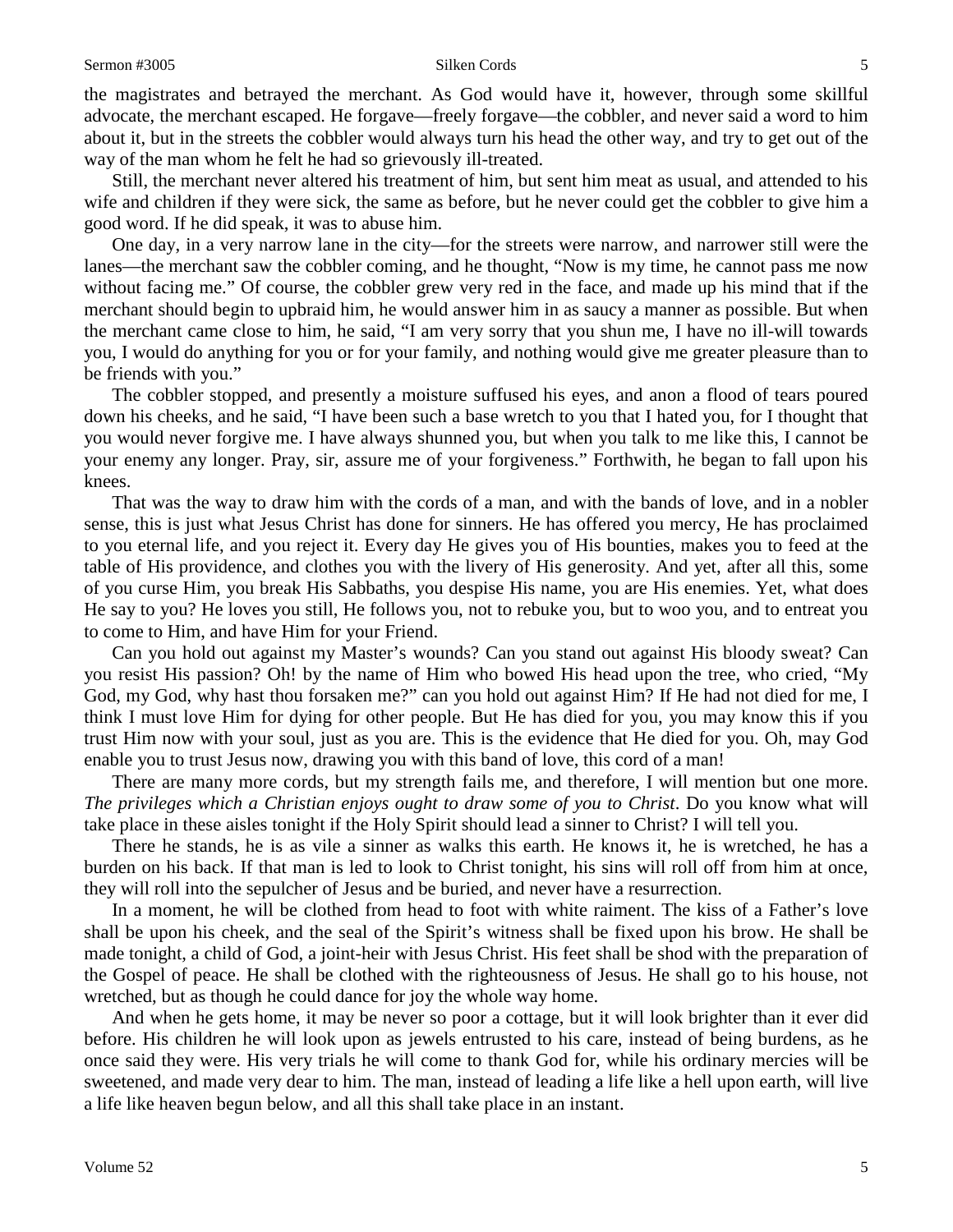the magistrates and betrayed the merchant. As God would have it, however, through some skillful advocate, the merchant escaped. He forgave—freely forgave—the cobbler, and never said a word to him about it, but in the streets the cobbler would always turn his head the other way, and try to get out of the way of the man whom he felt he had so grievously ill-treated.

Still, the merchant never altered his treatment of him, but sent him meat as usual, and attended to his wife and children if they were sick, the same as before, but he never could get the cobbler to give him a good word. If he did speak, it was to abuse him.

One day, in a very narrow lane in the city—for the streets were narrow, and narrower still were the lanes—the merchant saw the cobbler coming, and he thought, "Now is my time, he cannot pass me now without facing me." Of course, the cobbler grew very red in the face, and made up his mind that if the merchant should begin to upbraid him, he would answer him in as saucy a manner as possible. But when the merchant came close to him, he said, "I am very sorry that you shun me, I have no ill-will towards you, I would do anything for you or for your family, and nothing would give me greater pleasure than to be friends with you."

The cobbler stopped, and presently a moisture suffused his eyes, and anon a flood of tears poured down his cheeks, and he said, "I have been such a base wretch to you that I hated you, for I thought that you would never forgive me. I have always shunned you, but when you talk to me like this, I cannot be your enemy any longer. Pray, sir, assure me of your forgiveness." Forthwith, he began to fall upon his knees.

That was the way to draw him with the cords of a man, and with the bands of love, and in a nobler sense, this is just what Jesus Christ has done for sinners. He has offered you mercy, He has proclaimed to you eternal life, and you reject it. Every day He gives you of His bounties, makes you to feed at the table of His providence, and clothes you with the livery of His generosity. And yet, after all this, some of you curse Him, you break His Sabbaths, you despise His name, you are His enemies. Yet, what does He say to you? He loves you still, He follows you, not to rebuke you, but to woo you, and to entreat you to come to Him, and have Him for your Friend.

Can you hold out against my Master's wounds? Can you stand out against His bloody sweat? Can you resist His passion? Oh! by the name of Him who bowed His head upon the tree, who cried, "My God, my God, why hast thou forsaken me?" can you hold out against Him? If He had not died for me, I think I must love Him for dying for other people. But He has died for you, you may know this if you trust Him now with your soul, just as you are. This is the evidence that He died for you. Oh, may God enable you to trust Jesus now, drawing you with this band of love, this cord of a man!

There are many more cords, but my strength fails me, and therefore, I will mention but one more. *The privileges which a Christian enjoys ought to draw some of you to Christ*. Do you know what will take place in these aisles tonight if the Holy Spirit should lead a sinner to Christ? I will tell you.

There he stands, he is as vile a sinner as walks this earth. He knows it, he is wretched, he has a burden on his back. If that man is led to look to Christ tonight, his sins will roll off from him at once, they will roll into the sepulcher of Jesus and be buried, and never have a resurrection.

In a moment, he will be clothed from head to foot with white raiment. The kiss of a Father's love shall be upon his cheek, and the seal of the Spirit's witness shall be fixed upon his brow. He shall be made tonight, a child of God, a joint-heir with Jesus Christ. His feet shall be shod with the preparation of the Gospel of peace. He shall be clothed with the righteousness of Jesus. He shall go to his house, not wretched, but as though he could dance for joy the whole way home.

And when he gets home, it may be never so poor a cottage, but it will look brighter than it ever did before. His children he will look upon as jewels entrusted to his care, instead of being burdens, as he once said they were. His very trials he will come to thank God for, while his ordinary mercies will be sweetened, and made very dear to him. The man, instead of leading a life like a hell upon earth, will live a life like heaven begun below, and all this shall take place in an instant.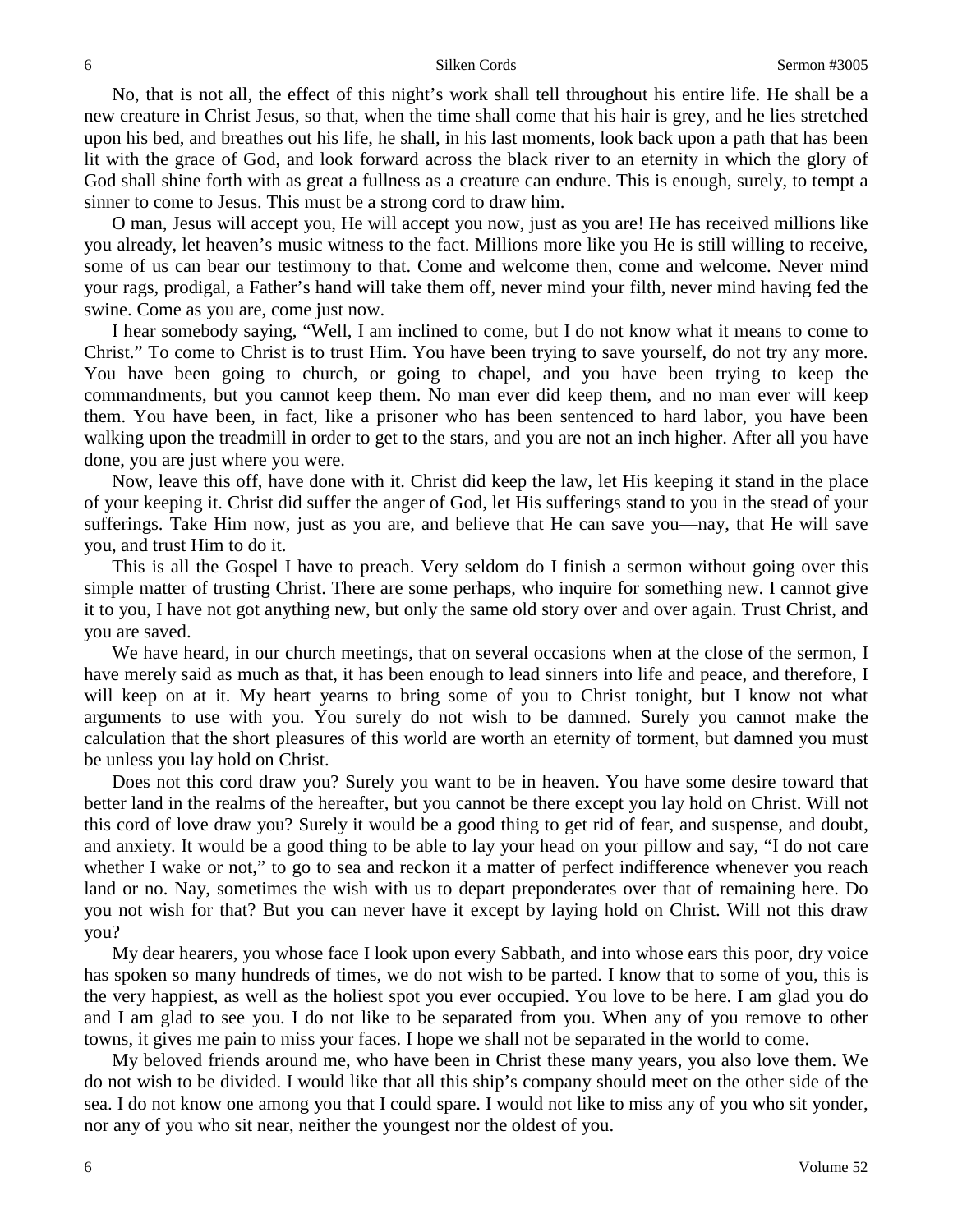No, that is not all, the effect of this night's work shall tell throughout his entire life. He shall be a new creature in Christ Jesus, so that, when the time shall come that his hair is grey, and he lies stretched upon his bed, and breathes out his life, he shall, in his last moments, look back upon a path that has been lit with the grace of God, and look forward across the black river to an eternity in which the glory of God shall shine forth with as great a fullness as a creature can endure. This is enough, surely, to tempt a sinner to come to Jesus. This must be a strong cord to draw him.

O man, Jesus will accept you, He will accept you now, just as you are! He has received millions like you already, let heaven's music witness to the fact. Millions more like you He is still willing to receive, some of us can bear our testimony to that. Come and welcome then, come and welcome. Never mind your rags, prodigal, a Father's hand will take them off, never mind your filth, never mind having fed the swine. Come as you are, come just now.

I hear somebody saying, "Well, I am inclined to come, but I do not know what it means to come to Christ." To come to Christ is to trust Him. You have been trying to save yourself, do not try any more. You have been going to church, or going to chapel, and you have been trying to keep the commandments, but you cannot keep them. No man ever did keep them, and no man ever will keep them. You have been, in fact, like a prisoner who has been sentenced to hard labor, you have been walking upon the treadmill in order to get to the stars, and you are not an inch higher. After all you have done, you are just where you were.

Now, leave this off, have done with it. Christ did keep the law, let His keeping it stand in the place of your keeping it. Christ did suffer the anger of God, let His sufferings stand to you in the stead of your sufferings. Take Him now, just as you are, and believe that He can save you—nay, that He will save you, and trust Him to do it.

This is all the Gospel I have to preach. Very seldom do I finish a sermon without going over this simple matter of trusting Christ. There are some perhaps, who inquire for something new. I cannot give it to you, I have not got anything new, but only the same old story over and over again. Trust Christ, and you are saved.

We have heard, in our church meetings, that on several occasions when at the close of the sermon, I have merely said as much as that, it has been enough to lead sinners into life and peace, and therefore, I will keep on at it. My heart yearns to bring some of you to Christ tonight, but I know not what arguments to use with you. You surely do not wish to be damned. Surely you cannot make the calculation that the short pleasures of this world are worth an eternity of torment, but damned you must be unless you lay hold on Christ.

Does not this cord draw you? Surely you want to be in heaven. You have some desire toward that better land in the realms of the hereafter, but you cannot be there except you lay hold on Christ. Will not this cord of love draw you? Surely it would be a good thing to get rid of fear, and suspense, and doubt, and anxiety. It would be a good thing to be able to lay your head on your pillow and say, "I do not care whether I wake or not," to go to sea and reckon it a matter of perfect indifference whenever you reach land or no. Nay, sometimes the wish with us to depart preponderates over that of remaining here. Do you not wish for that? But you can never have it except by laying hold on Christ. Will not this draw you?

My dear hearers, you whose face I look upon every Sabbath, and into whose ears this poor, dry voice has spoken so many hundreds of times, we do not wish to be parted. I know that to some of you, this is the very happiest, as well as the holiest spot you ever occupied. You love to be here. I am glad you do and I am glad to see you. I do not like to be separated from you. When any of you remove to other towns, it gives me pain to miss your faces. I hope we shall not be separated in the world to come.

My beloved friends around me, who have been in Christ these many years, you also love them. We do not wish to be divided. I would like that all this ship's company should meet on the other side of the sea. I do not know one among you that I could spare. I would not like to miss any of you who sit yonder, nor any of you who sit near, neither the youngest nor the oldest of you.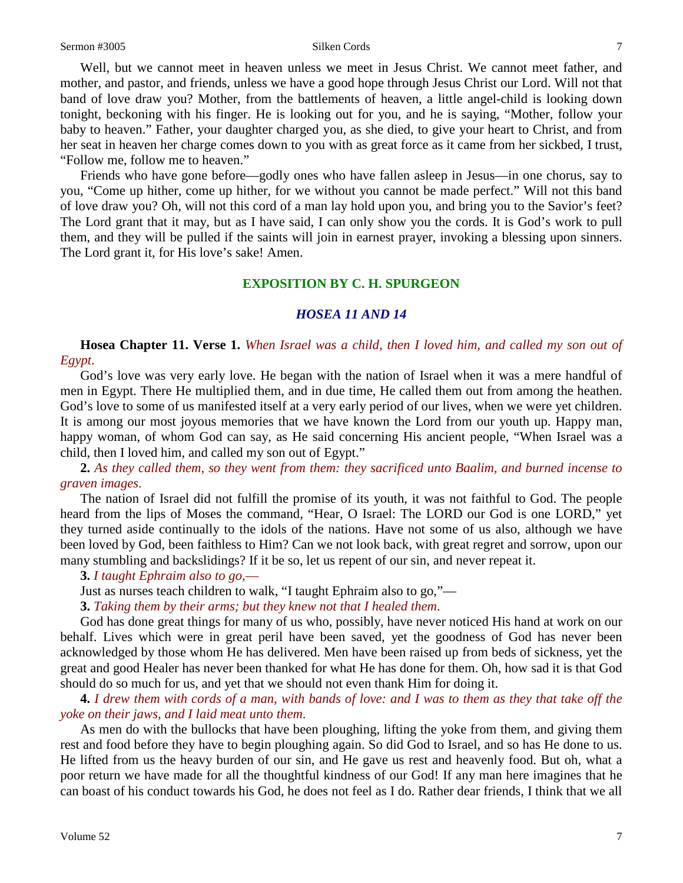Well, but we cannot meet in heaven unless we meet in Jesus Christ. We cannot meet father, and mother, and pastor, and friends, unless we have a good hope through Jesus Christ our Lord. Will not that band of love draw you? Mother, from the battlements of heaven, a little angel-child is looking down tonight, beckoning with his finger. He is looking out for you, and he is saying, "Mother, follow your baby to heaven." Father, your daughter charged you, as she died, to give your heart to Christ, and from her seat in heaven her charge comes down to you with as great force as it came from her sickbed, I trust, "Follow me, follow me to heaven."

Friends who have gone before—godly ones who have fallen asleep in Jesus—in one chorus, say to you, "Come up hither, come up hither, for we without you cannot be made perfect." Will not this band of love draw you? Oh, will not this cord of a man lay hold upon you, and bring you to the Savior's feet? The Lord grant that it may, but as I have said, I can only show you the cords. It is God's work to pull them, and they will be pulled if the saints will join in earnest prayer, invoking a blessing upon sinners. The Lord grant it, for His love's sake! Amen.

## EXPOSITION BY C. H. SPURGEON

### *HOSEA 11 AND 14*

**Hosea Chapter 11. Verse 1.** *When Israel was a child, then I loved him, and called my son out of Egypt.*

God's love was very early love. He began with the nation of Israel when it was a mere handful of men in Egypt. There He multiplied them, and in due time, He called them out from among the heathen. God's love to some of us manifested itself at a very early period of our lives, when we were yet children. It is among our most joyous memories that we have known the Lord from our youth up. Happy man, happy woman, of whom God can say, as He said concerning His ancient people, "When Israel was a child, then I loved him, and called my son out of Egypt."

**2.** *As they called them, so they went from them: they sacrificed unto Baalim, and burned incense to graven images.*

The nation of Israel did not fulfill the promise of its youth, it was not faithful to God. The people heard from the lips of Moses the command, "Hear, O Israel: The LORD our God is one LORD," yet they turned aside continually to the idols of the nations. Have not some of us also, although we have been loved by God, been faithless to Him? Can we not look back, with great regret and sorrow, upon our many stumbling and backslidings? If it be so, let us repent of our sin, and never repeat it.

**3.** *I taught Ephraim also to go,—*

Just as nurses teach children to walk, "I taught Ephraim also to go,"—

**3.** *Taking them by their arms; but they knew not that I healed them.*

God has done great things for many of us who, possibly, have never noticed His hand at work on our behalf. Lives which were in great peril have been saved, yet the goodness of God has never been acknowledged by those whom He has delivered. Men have been raised up from beds of sickness, yet the great and good Healer has never been thanked for what He has done for them. Oh, how sad it is that God should do so much for us, and yet that we should not even thank Him for doing it.

**4.** *I drew them with cords of a man, with bands of love: and I was to them as they that take off the yoke on their jaws, and I laid meat unto them.*

As men do with the bullocks that have been ploughing, lifting the yoke from them, and giving them rest and food before they have to begin ploughing again. So did God to Israel, and so has He done to us. He lifted from us the heavy burden of our sin, and He gave us rest and heavenly food. But oh, what a poor return we have made for all the thoughtful kindness of our God! If any man here imagines that he can boast of his conduct towards his God, he does not feel as I do. Rather dear friends, I think that we all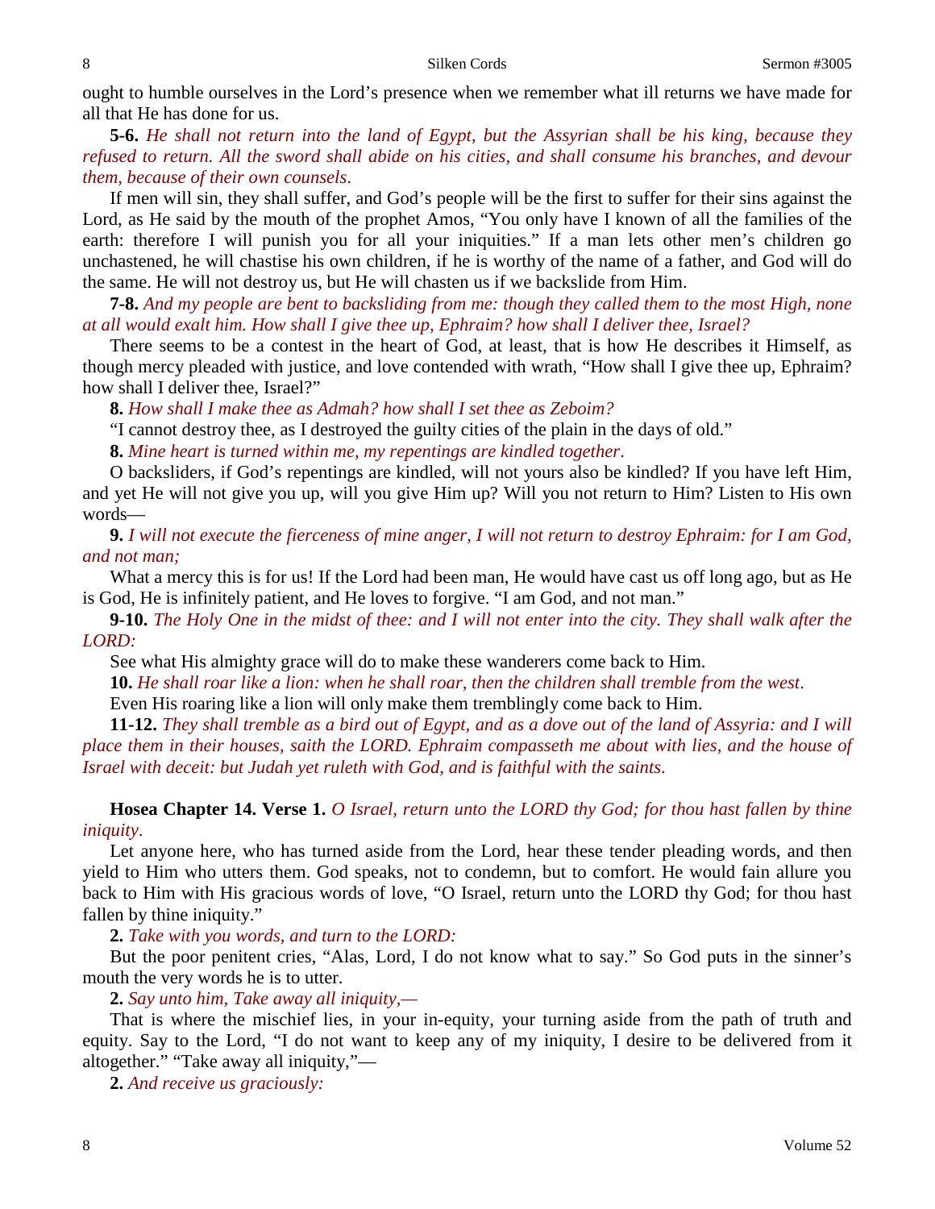ought to humble ourselves in the Lord's presence when we remember what ill returns we have made for all that He has done for us.

**5-6.** *He shall not return into the land of Egypt, but the Assyrian shall be his king, because they refused to return. All the sword shall abide on his cities, and shall consume his branches, and devour them, because of their own counsels.*

If men will sin, they shall suffer, and God's people will be the first to suffer for their sins against the Lord, as He said by the mouth of the prophet Amos, "You only have I known of all the families of the earth: therefore I will punish you for all your iniquities." If a man lets other men's children go unchastened, he will chastise his own children, if he is worthy of the name of a father, and God will do the same. He will not destroy us, but He will chasten us if we backslide from Him.

**7-8.** *And my people are bent to backsliding from me: though they called them to the most High, none at all would exalt him. How shall I give thee up, Ephraim? how shall I deliver thee, Israel?*

There seems to be a contest in the heart of God, at least, that is how He describes it Himself, as though mercy pleaded with justice, and love contended with wrath, "How shall I give thee up, Ephraim? how shall I deliver thee, Israel?"

**8.** *How shall I make thee as Admah? how shall I set thee as Zeboim?*

"I cannot destroy thee, as I destroyed the guilty cities of the plain in the days of old."

**8.** *Mine heart is turned within me, my repentings are kindled together.*

O backsliders, if God's repentings are kindled, will not yours also be kindled? If you have left Him, and yet He will not give you up, will you give Him up? Will you not return to Him? Listen to His own words—

**9.** *I will not execute the fierceness of mine anger, I will not return to destroy Ephraim: for I am God, and not man;*

What a mercy this is for us! If the Lord had been man, He would have cast us off long ago, but as He is God, He is infinitely patient, and He loves to forgive. "I am God, and not man."

**9-10.** *The Holy One in the midst of thee: and I will not enter into the city. They shall walk after the LORD:*

See what His almighty grace will do to make these wanderers come back to Him.

**10.** *He shall roar like a lion: when he shall roar, then the children shall tremble from the west.*

Even His roaring like a lion will only make them tremblingly come back to Him.

**11-12.** *They shall tremble as a bird out of Egypt, and as a dove out of the land of Assyria: and I will place them in their houses, saith the LORD. Ephraim compasseth me about with lies, and the house of Israel with deceit: but Judah yet ruleth with God, and is faithful with the saints.*

**Hosea Chapter 14. Verse 1.** *O Israel, return unto the LORD thy God; for thou hast fallen by thine iniquity.*

Let anyone here, who has turned aside from the Lord, hear these tender pleading words, and then yield to Him who utters them. God speaks, not to condemn, but to comfort. He would fain allure you back to Him with His gracious words of love, "O Israel, return unto the LORD thy God; for thou hast fallen by thine iniquity."

**2.** *Take with you words, and turn to the LORD:*

But the poor penitent cries, "Alas, Lord, I do not know what to say." So God puts in the sinner's mouth the very words he is to utter.

**2.** *Say unto him, Take away all iniquity,—*

That is where the mischief lies, in your in-equity, your turning aside from the path of truth and equity. Say to the Lord, "I do not want to keep any of my iniquity, I desire to be delivered from it altogether." "Take away all iniquity,"—

**2.** *And receive us graciously:*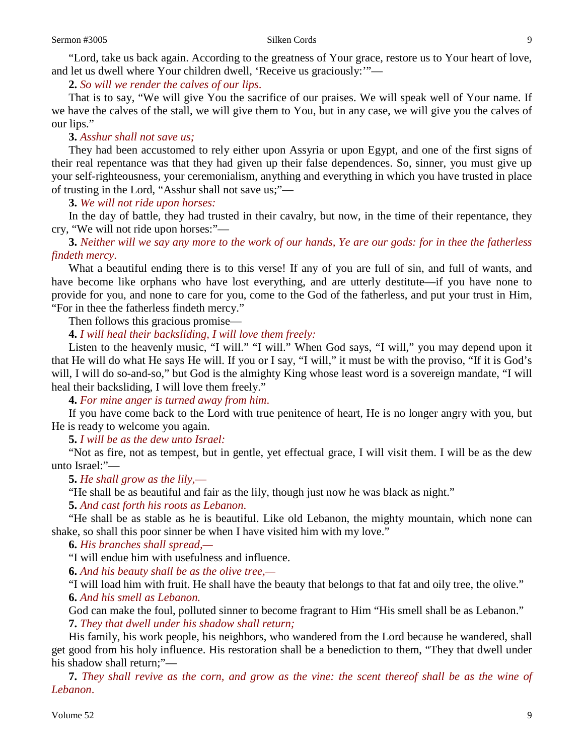"Lord, take us back again. According to the greatness of Your grace, restore us to Your heart of love, and let us dwell where Your children dwell, 'Receive us graciously:'"—

**2.** *So will we render the calves of our lips.*

That is to say, "We will give You the sacrifice of our praises. We will speak well of Your name. If we have the calves of the stall, we will give them to You, but in any case, we will give you the calves of our lips."

**3.** *Asshur shall not save us;*

They had been accustomed to rely either upon Assyria or upon Egypt, and one of the first signs of their real repentance was that they had given up their false dependences. So, sinner, you must give up your self-righteousness, your ceremonialism, anything and everything in which you have trusted in place of trusting in the Lord, "Asshur shall not save us;"—

**3.** *We will not ride upon horses:*

In the day of battle, they had trusted in their cavalry, but now, in the time of their repentance, they cry, "We will not ride upon horses:"—

**3.** *Neither will we say any more to the work of our hands, Ye are our gods: for in thee the fatherless findeth mercy.*

What a beautiful ending there is to this verse! If any of you are full of sin, and full of wants, and have become like orphans who have lost everything, and are utterly destitute—if you have none to provide for you, and none to care for you, come to the God of the fatherless, and put your trust in Him, "For in thee the fatherless findeth mercy."

Then follows this gracious promise—

**4.** *I will heal their backsliding, I will love them freely:*

Listen to the heavenly music, "I will." "I will." When God says, "I will," you may depend upon it that He will do what He says He will. If you or I say, "I will," it must be with the proviso, "If it is God's will, I will do so-and-so," but God is the almighty King whose least word is a sovereign mandate, "I will heal their backsliding, I will love them freely."

**4.** *For mine anger is turned away from him.*

If you have come back to the Lord with true penitence of heart, He is no longer angry with you, but He is ready to welcome you again.

**5.** *I will be as the dew unto Israel:*

"Not as fire, not as tempest, but in gentle, yet effectual grace, I will visit them. I will be as the dew unto Israel:"—

**5.** *He shall grow as the lily,—*

"He shall be as beautiful and fair as the lily, though just now he was black as night."

**5.** *And cast forth his roots as Lebanon.*

"He shall be as stable as he is beautiful. Like old Lebanon, the mighty mountain, which none can shake, so shall this poor sinner be when I have visited him with my love."

**6.** *His branches shall spread,—*

"I will endue him with usefulness and influence.

**6.** *And his beauty shall be as the olive tree,—*

"I will load him with fruit. He shall have the beauty that belongs to that fat and oily tree, the olive."

**6.** *And his smell as Lebanon.*

God can make the foul, polluted sinner to become fragrant to Him "His smell shall be as Lebanon."

**7.** *They that dwell under his shadow shall return;*

His family, his work people, his neighbors, who wandered from the Lord because he wandered, shall get good from his holy influence. His restoration shall be a benediction to them, "They that dwell under his shadow shall return;"—

**7.** *They shall revive as the corn, and grow as the vine: the scent thereof shall be as the wine of Lebanon.*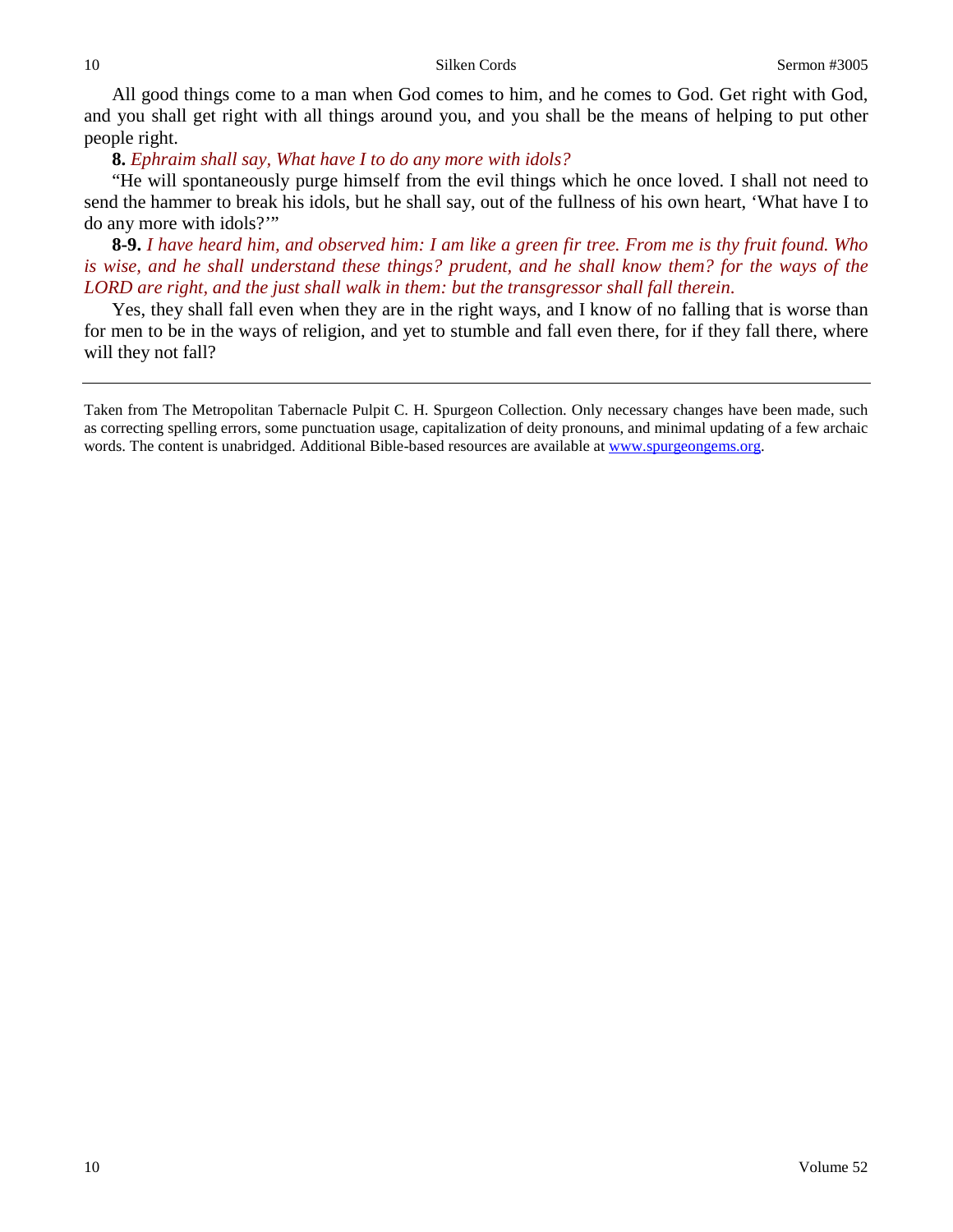All good things come to a man when God comes to him, and he comes to God. Get right with God, and you shall get right with all things around you, and you shall be the means of helping to put other people right.

**8.** *Ephraim shall say, What have I to do any more with idols?*

"He will spontaneously purge himself from the evil things which he once loved. I shall not need to send the hammer to break his idols, but he shall say, out of the fullness of his own heart, 'What have I to do any more with idols?'"

**8-9.** *I have heard him, and observed him: I am like a green fir tree. From me is thy fruit found. Who is wise, and he shall understand these things? prudent, and he shall know them? for the ways of the LORD are right, and the just shall walk in them: but the transgressor shall fall therein.*

Yes, they shall fall even when they are in the right ways, and I know of no falling that is worse than for men to be in the ways of religion, and yet to stumble and fall even there, for if they fall there, where will they not fall?

---

Taken from The Metropolitan Tabernacle Pulpit C. H. Spurgeon Collection. Only necessary changes have been made, such as correcting spelling errors, some punctuation usage, capitalization of deity pronouns, and minimal updating of a few archaic words. The content is unabridged. Additional Bible-based resources are available at www.spurgeongems.org.